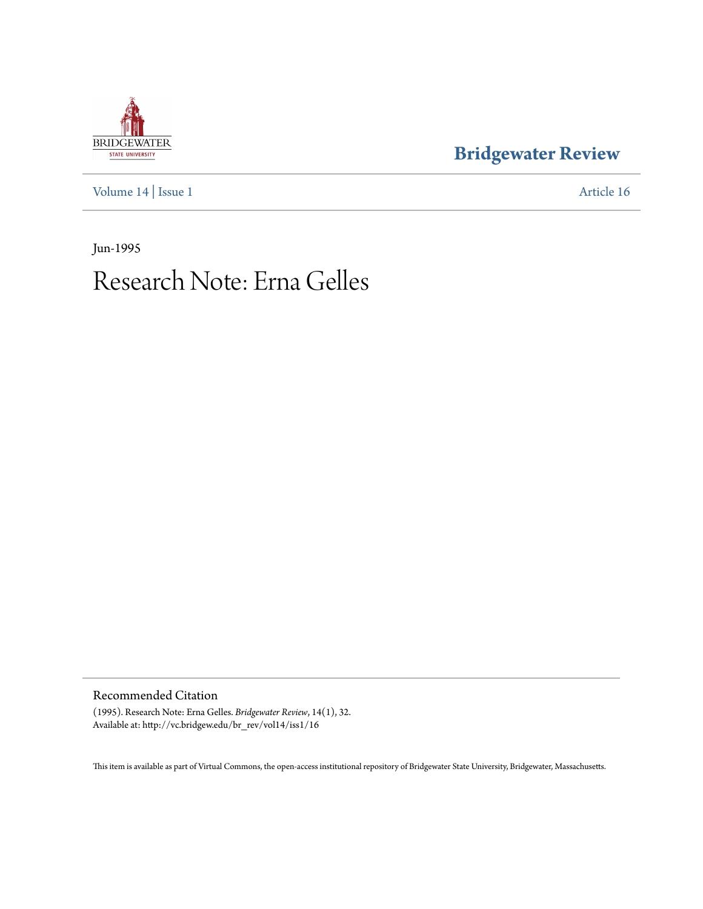Bridgewater Review

Volume 14 | Issue 1 Article 16

Jun-1995

# Research Note: Erna Gelles

## Recommended Citation

(1995). Research Note: Erna Gelles. *Bridgewater Review*, 14(1), 32.
Available at: http://vc.bridgew.edu/br_rev/vol14/iss1/16

This item is available as part of Virtual Commons, the open-access institutional repository of Bridgewater State University, Bridgewater, Massachusetts.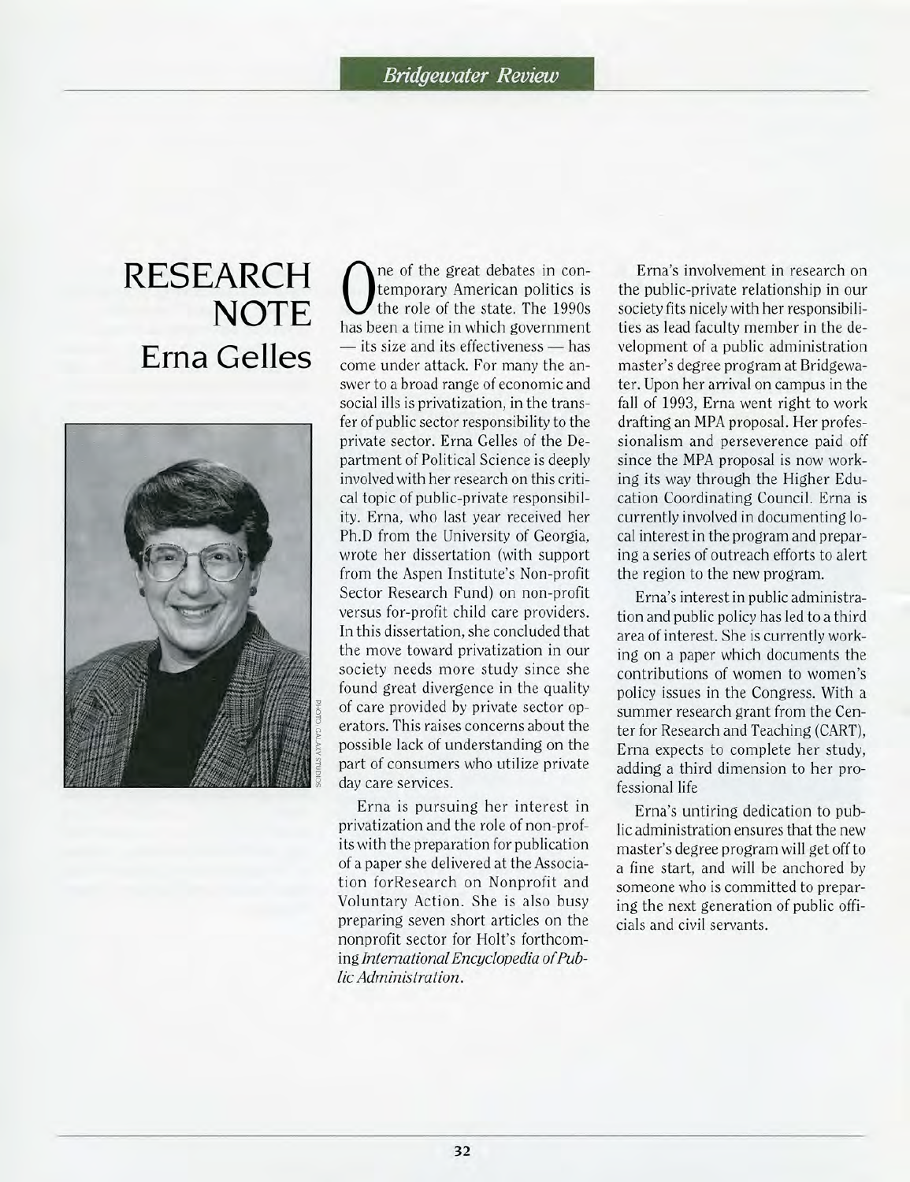# RESEARCH NOTE
## Erna Gelles

PHOTO: GALAXY STUDIOS

One of the great debates in contemporary American politics is the role of the state. The 1990s has been a time in which government — its size and its effectiveness — has come under attack. For many the answer to a broad range of economic and social ills is privatization, in the transfer of public sector responsibility to the private sector. Erna Gelles of the Department of Political Science is deeply involved with her research on this critical topic of public-private responsibility. Erna, who last year received her Ph.D from the University of Georgia, wrote her dissertation (with support from the Aspen Institute's Non-profit Sector Research Fund) on non-profit versus for-profit child care providers. In this dissertation, she concluded that the move toward privatization in our society needs more study since she found great divergence in the quality of care provided by private sector operators. This raises concerns about the possible lack of understanding on the part of consumers who utilize private day care services.

Erna is pursuing her interest in privatization and the role of non-profits with the preparation for publication of a paper she delivered at the Association forResearch on Nonprofit and Voluntary Action. She is also busy preparing seven short articles on the nonprofit sector for Holt's forthcoming *International Encyclopedia of Public Administration*.

Erna's involvement in research on the public-private relationship in our society fits nicely with her responsibilities as lead faculty member in the development of a public administration master's degree program at Bridgewater. Upon her arrival on campus in the fall of 1993, Erna went right to work drafting an MPA proposal. Her professionalism and perseverence paid off since the MPA proposal is now working its way through the Higher Education Coordinating Council. Erna is currently involved in documenting local interest in the program and preparing a series of outreach efforts to alert the region to the new program.

Erna's interest in public administration and public policy has led to a third area of interest. She is currently working on a paper which documents the contributions of women to women's policy issues in the Congress. With a summer research grant from the Center for Research and Teaching (CART), Erna expects to complete her study, adding a third dimension to her professional life

Erna's untiring dedication to public administration ensures that the new master's degree program will get off to a fine start, and will be anchored by someone who is committed to preparing the next generation of public officials and civil servants.